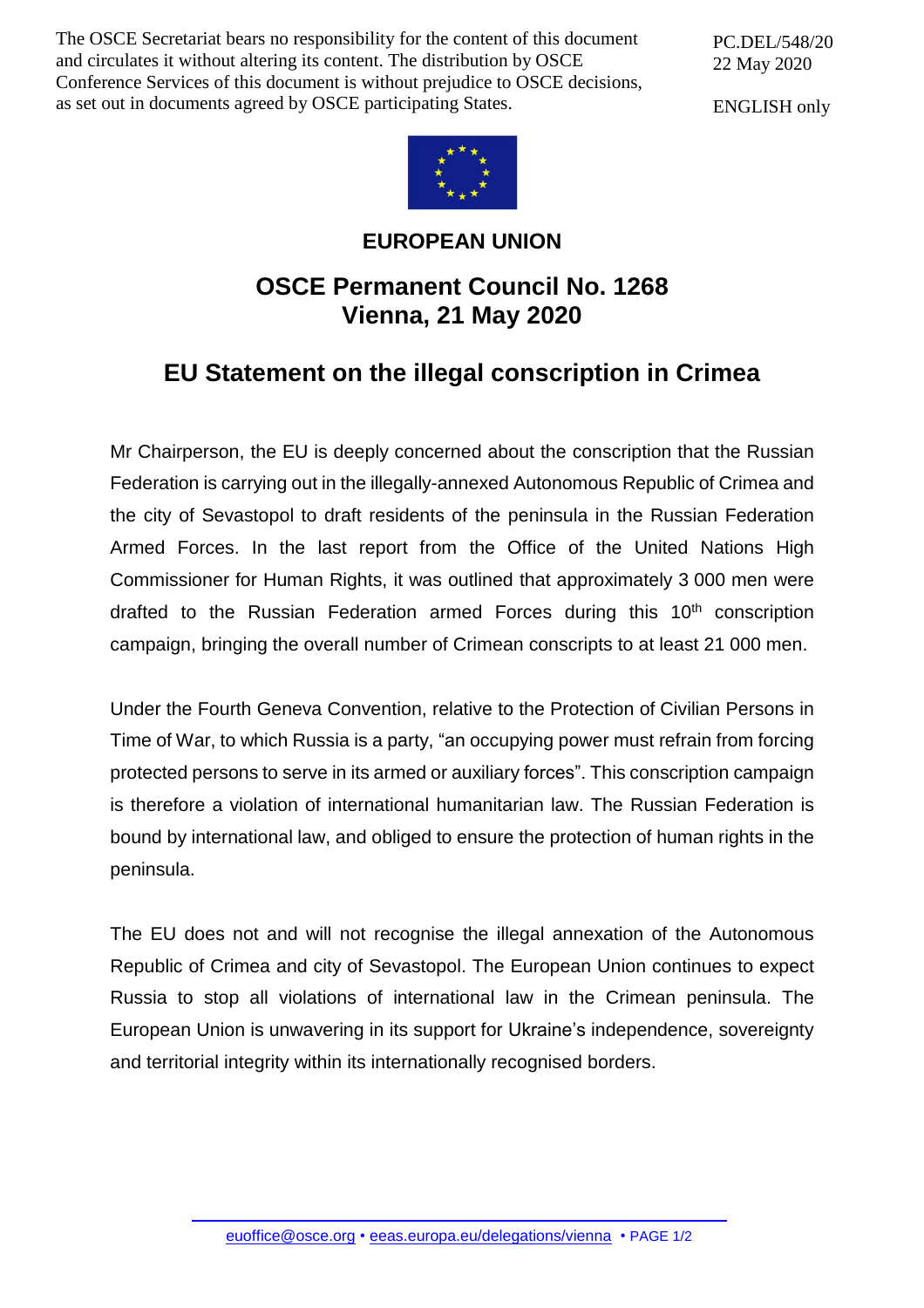The OSCE Secretariat bears no responsibility for the content of this document and circulates it without altering its content. The distribution by OSCE Conference Services of this document is without prejudice to OSCE decisions, as set out in documents agreed by OSCE participating States.

PC.DEL/548/20
22 May 2020

ENGLISH only

**EUROPEAN UNION**

## OSCE Permanent Council No. 1268
## Vienna, 21 May 2020

# EU Statement on the illegal conscription in Crimea

Mr Chairperson, the EU is deeply concerned about the conscription that the Russian Federation is carrying out in the illegally-annexed Autonomous Republic of Crimea and the city of Sevastopol to draft residents of the peninsula in the Russian Federation Armed Forces. In the last report from the Office of the United Nations High Commissioner for Human Rights, it was outlined that approximately 3 000 men were drafted to the Russian Federation armed Forces during this 10th conscription campaign, bringing the overall number of Crimean conscripts to at least 21 000 men.

Under the Fourth Geneva Convention, relative to the Protection of Civilian Persons in Time of War, to which Russia is a party, "an occupying power must refrain from forcing protected persons to serve in its armed or auxiliary forces". This conscription campaign is therefore a violation of international humanitarian law. The Russian Federation is bound by international law, and obliged to ensure the protection of human rights in the peninsula.

The EU does not and will not recognise the illegal annexation of the Autonomous Republic of Crimea and city of Sevastopol. The European Union continues to expect Russia to stop all violations of international law in the Crimean peninsula. The European Union is unwavering in its support for Ukraine's independence, sovereignty and territorial integrity within its internationally recognised borders.

euoffice@osce.org • eeas.europa.eu/delegations/vienna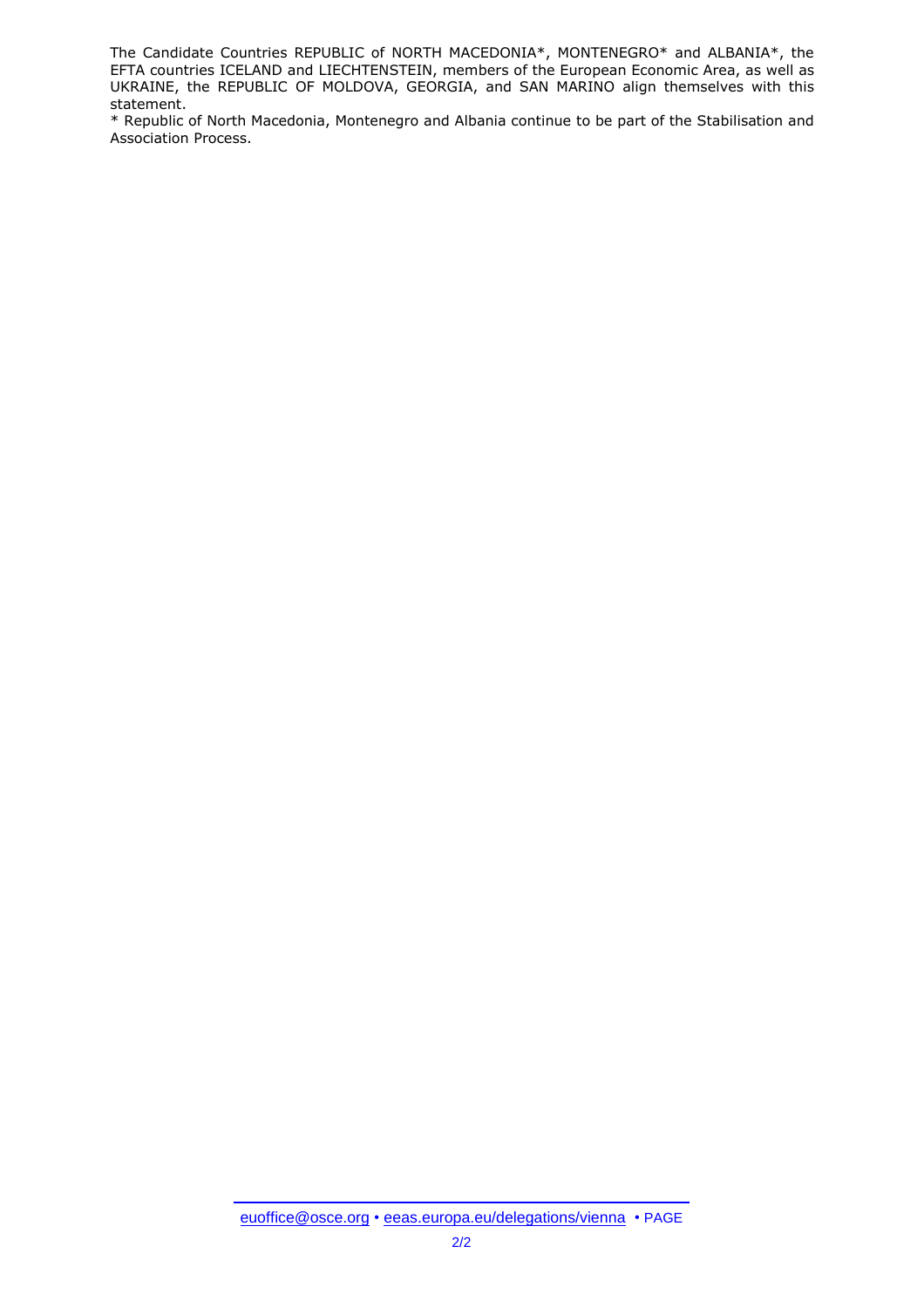The Candidate Countries REPUBLIC of NORTH MACEDONIA*, MONTENEGRO* and ALBANIA*, the EFTA countries ICELAND and LIECHTENSTEIN, members of the European Economic Area, as well as UKRAINE, the REPUBLIC OF MOLDOVA, GEORGIA, and SAN MARINO align themselves with this statement.

* Republic of North Macedonia, Montenegro and Albania continue to be part of the Stabilisation and Association Process.